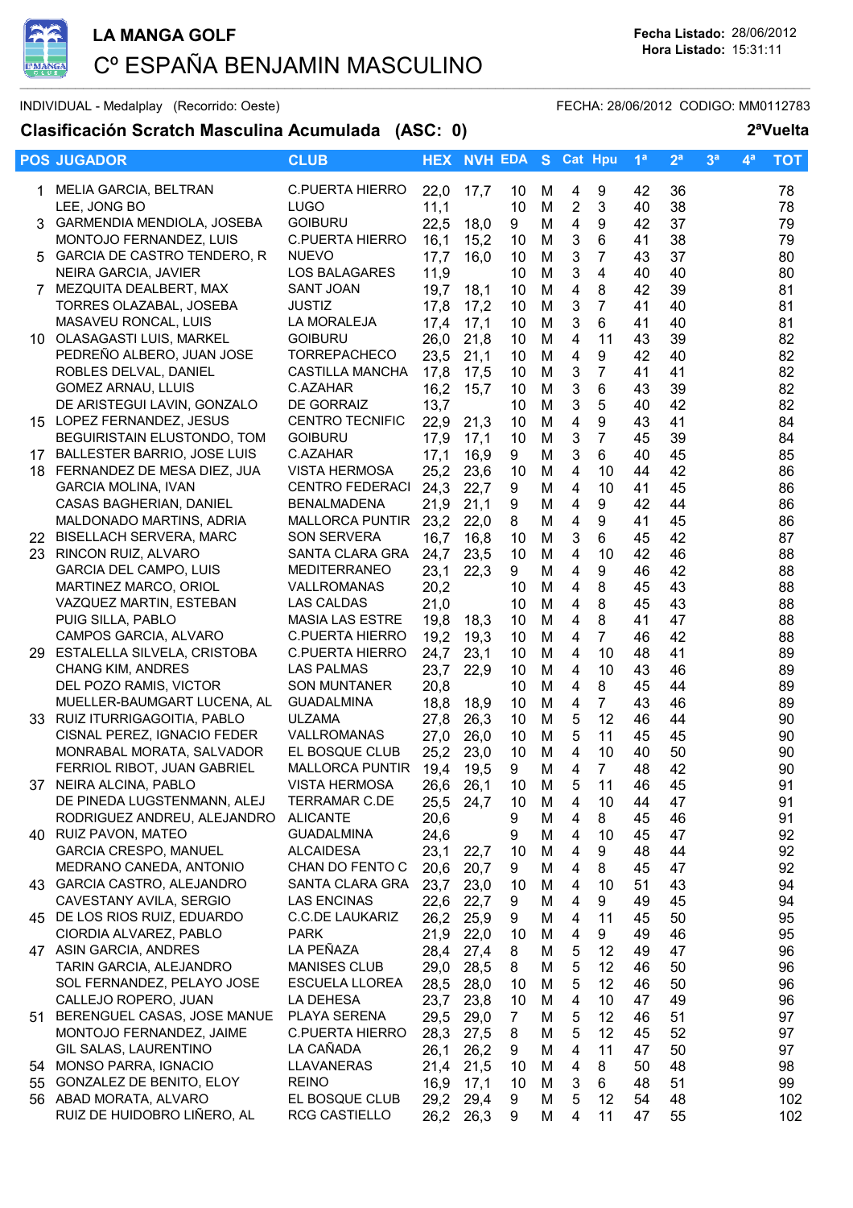# LA MANGA GOLF

## Cº ESPAÑA BENJAMIN MASCULINO

**Fecha Listado:** 28/06/2012
**Hora Listado:** 15:31:11

INDIVIDUAL - Medalplay (Recorrido: Oeste) FECHA: 28/06/2012 CODIGO: MM0112783

**Clasificación Scratch Masculina Acumulada (ASC: 0)** **2ªVuelta**

| POS | JUGADOR | CLUB | HEX | NVH | EDA | S | Cat | Hpu | 1ª | 2ª | 3ª | 4ª | TOT |
|---|---|---|---|---|---|---|---|---|---|---|---|---|---|
| 1 | MELIA GARCIA, BELTRAN | C.PUERTA HIERRO | 22,0 | 17,7 | 10 | M | 4 | 9 | 42 | 36 | | | 78 |
| | LEE, JONG BO | LUGO | 11,1 | | 10 | M | 2 | 3 | 40 | 38 | | | 78 |
| 3 | GARMENDIA MENDIOLA, JOSEBA | GOIBURU | 22,5 | 18,0 | 9 | M | 4 | 9 | 42 | 37 | | | 79 |
| | MONTOJO FERNANDEZ, LUIS | C.PUERTA HIERRO | 16,1 | 15,2 | 10 | M | 3 | 6 | 41 | 38 | | | 79 |
| 5 | GARCIA DE CASTRO TENDERO, R | NUEVO | 17,7 | 16,0 | 10 | M | 3 | 7 | 43 | 37 | | | 80 |
| | NEIRA GARCIA, JAVIER | LOS BALAGARES | 11,9 | | 10 | M | 3 | 4 | 40 | 40 | | | 80 |
| 7 | MEZQUITA DEALBERT, MAX | SANT JOAN | 19,7 | 18,1 | 10 | M | 4 | 8 | 42 | 39 | | | 81 |
| | TORRES OLAZABAL, JOSEBA | JUSTIZ | 17,8 | 17,2 | 10 | M | 3 | 7 | 41 | 40 | | | 81 |
| | MASAVEU RONCAL, LUIS | LA MORALEJA | 17,4 | 17,1 | 10 | M | 3 | 6 | 41 | 40 | | | 81 |
| 10 | OLASAGASTI LUIS, MARKEL | GOIBURU | 26,0 | 21,8 | 10 | M | 4 | 11 | 43 | 39 | | | 82 |
| | PEDREÑO ALBERO, JUAN JOSE | TORREPACHECO | 23,5 | 21,1 | 10 | M | 4 | 9 | 42 | 40 | | | 82 |
| | ROBLES DELVAL, DANIEL | CASTILLA MANCHA | 17,8 | 17,5 | 10 | M | 3 | 7 | 41 | 41 | | | 82 |
| | GOMEZ ARNAU, LLUIS | C.AZAHAR | 16,2 | 15,7 | 10 | M | 3 | 6 | 43 | 39 | | | 82 |
| | DE ARISTEGUI LAVIN, GONZALO | DE GORRAIZ | 13,7 | | 10 | M | 3 | 5 | 40 | 42 | | | 82 |
| 15 | LOPEZ FERNANDEZ, JESUS | CENTRO TECNIFIC | 22,9 | 21,3 | 10 | M | 4 | 9 | 43 | 41 | | | 84 |
| | BEGUIRISTAIN ELUSTONDO, TOM | GOIBURU | 17,9 | 17,1 | 10 | M | 3 | 7 | 45 | 39 | | | 84 |
| 17 | BALLESTER BARRIO, JOSE LUIS | C.AZAHAR | 17,1 | 16,9 | 9 | M | 3 | 6 | 40 | 45 | | | 85 |
| 18 | FERNANDEZ DE MESA DIEZ, JUA | VISTA HERMOSA | 25,2 | 23,6 | 10 | M | 4 | 10 | 44 | 42 | | | 86 |
| | GARCIA MOLINA, IVAN | CENTRO FEDERACI | 24,3 | 22,7 | 9 | M | 4 | 10 | 41 | 45 | | | 86 |
| | CASAS BAGHERIAN, DANIEL | BENALMADENA | 21,9 | 21,1 | 9 | M | 4 | 9 | 42 | 44 | | | 86 |
| | MALDONADO MARTINS, ADRIA | MALLORCA PUNTIR | 23,2 | 22,0 | 8 | M | 4 | 9 | 41 | 45 | | | 86 |
| 22 | BISELLACH SERVERA, MARC | SON SERVERA | 16,7 | 16,8 | 10 | M | 3 | 6 | 45 | 42 | | | 87 |
| 23 | RINCON RUIZ, ALVARO | SANTA CLARA GRA | 24,7 | 23,5 | 10 | M | 4 | 10 | 42 | 46 | | | 88 |
| | GARCIA DEL CAMPO, LUIS | MEDITERRANEO | 23,1 | 22,3 | 9 | M | 4 | 9 | 46 | 42 | | | 88 |
| | MARTINEZ MARCO, ORIOL | VALLROMANAS | 20,2 | | 10 | M | 4 | 8 | 45 | 43 | | | 88 |
| | VAZQUEZ MARTIN, ESTEBAN | LAS CALDAS | 21,0 | | 10 | M | 4 | 8 | 45 | 43 | | | 88 |
| | PUIG SILLA, PABLO | MASIA LAS ESTRE | 19,8 | 18,3 | 10 | M | 4 | 8 | 41 | 47 | | | 88 |
| | CAMPOS GARCIA, ALVARO | C.PUERTA HIERRO | 19,2 | 19,3 | 10 | M | 4 | 7 | 46 | 42 | | | 88 |
| 29 | ESTALELLA SILVELA, CRISTOBA | C.PUERTA HIERRO | 24,7 | 23,1 | 10 | M | 4 | 10 | 48 | 41 | | | 89 |
| | CHANG KIM, ANDRES | LAS PALMAS | 23,7 | 22,9 | 10 | M | 4 | 10 | 43 | 46 | | | 89 |
| | DEL POZO RAMIS, VICTOR | SON MUNTANER | 20,8 | | 10 | M | 4 | 8 | 45 | 44 | | | 89 |
| | MUELLER-BAUMGART LUCENA, AL | GUADALMINA | 18,8 | 18,9 | 10 | M | 4 | 7 | 43 | 46 | | | 89 |
| 33 | RUIZ ITURRIGAGOITIA, PABLO | ULZAMA | 27,8 | 26,3 | 10 | M | 5 | 12 | 46 | 44 | | | 90 |
| | CISNAL PEREZ, IGNACIO FEDER | VALLROMANAS | 27,0 | 26,0 | 10 | M | 5 | 11 | 45 | 45 | | | 90 |
| | MONRABAL MORATA, SALVADOR | EL BOSQUE CLUB | 25,2 | 23,0 | 10 | M | 4 | 10 | 40 | 50 | | | 90 |
| | FERRIOL RIBOT, JUAN GABRIEL | MALLORCA PUNTIR | 19,4 | 19,5 | 9 | M | 4 | 7 | 48 | 42 | | | 90 |
| 37 | NEIRA ALCINA, PABLO | VISTA HERMOSA | 26,6 | 26,1 | 10 | M | 5 | 11 | 46 | 45 | | | 91 |
| | DE PINEDA LUGSTENMANN, ALEJ | TERRAMAR C.DE | 25,5 | 24,7 | 10 | M | 4 | 10 | 44 | 47 | | | 91 |
| | RODRIGUEZ ANDREU, ALEJANDRO | ALICANTE | 20,6 | | 9 | M | 4 | 8 | 45 | 46 | | | 91 |
| 40 | RUIZ PAVON, MATEO | GUADALMINA | 24,6 | | 9 | M | 4 | 10 | 45 | 47 | | | 92 |
| | GARCIA CRESPO, MANUEL | ALCAIDESA | 23,1 | 22,7 | 10 | M | 4 | 9 | 48 | 44 | | | 92 |
| | MEDRANO CANEDA, ANTONIO | CHAN DO FENTO C | 20,6 | 20,7 | 9 | M | 4 | 8 | 45 | 47 | | | 92 |
| 43 | GARCIA CASTRO, ALEJANDRO | SANTA CLARA GRA | 23,7 | 23,0 | 10 | M | 4 | 10 | 51 | 43 | | | 94 |
| | CAVESTANY AVILA, SERGIO | LAS ENCINAS | 22,6 | 22,7 | 9 | M | 4 | 9 | 49 | 45 | | | 94 |
| 45 | DE LOS RIOS RUIZ, EDUARDO | C.C.DE LAUKARIZ | 26,2 | 25,9 | 9 | M | 4 | 11 | 45 | 50 | | | 95 |
| | CIORDIA ALVAREZ, PABLO | PARK | 21,9 | 22,0 | 10 | M | 4 | 9 | 49 | 46 | | | 95 |
| 47 | ASIN GARCIA, ANDRES | LA PEÑAZA | 28,4 | 27,4 | 8 | M | 5 | 12 | 49 | 47 | | | 96 |
| | TARIN GARCIA, ALEJANDRO | MANISES CLUB | 29,0 | 28,5 | 8 | M | 5 | 12 | 46 | 50 | | | 96 |
| | SOL FERNANDEZ, PELAYO JOSE | ESCUELA LLOREA | 28,5 | 28,0 | 10 | M | 5 | 12 | 46 | 50 | | | 96 |
| | CALLEJO ROPERO, JUAN | LA DEHESA | 23,7 | 23,8 | 10 | M | 4 | 10 | 47 | 49 | | | 96 |
| 51 | BERENGUEL CASAS, JOSE MANUE | PLAYA SERENA | 29,5 | 29,0 | 7 | M | 5 | 12 | 46 | 51 | | | 97 |
| | MONTOJO FERNANDEZ, JAIME | C.PUERTA HIERRO | 28,3 | 27,5 | 8 | M | 5 | 12 | 45 | 52 | | | 97 |
| | GIL SALAS, LAURENTINO | LA CAÑADA | 26,1 | 26,2 | 9 | M | 4 | 11 | 47 | 50 | | | 97 |
| 54 | MONSO PARRA, IGNACIO | LLAVANERAS | 21,4 | 21,5 | 10 | M | 4 | 8 | 50 | 48 | | | 98 |
| 55 | GONZALEZ DE BENITO, ELOY | REINO | 16,9 | 17,1 | 10 | M | 3 | 6 | 48 | 51 | | | 99 |
| 56 | ABAD MORATA, ALVARO | EL BOSQUE CLUB | 29,2 | 29,4 | 9 | M | 5 | 12 | 54 | 48 | | | 102 |
| | RUIZ DE HUIDOBRO LIÑERO, AL | RCG CASTIELLO | 26,2 | 26,3 | 9 | M | 4 | 11 | 47 | 55 | | | 102 |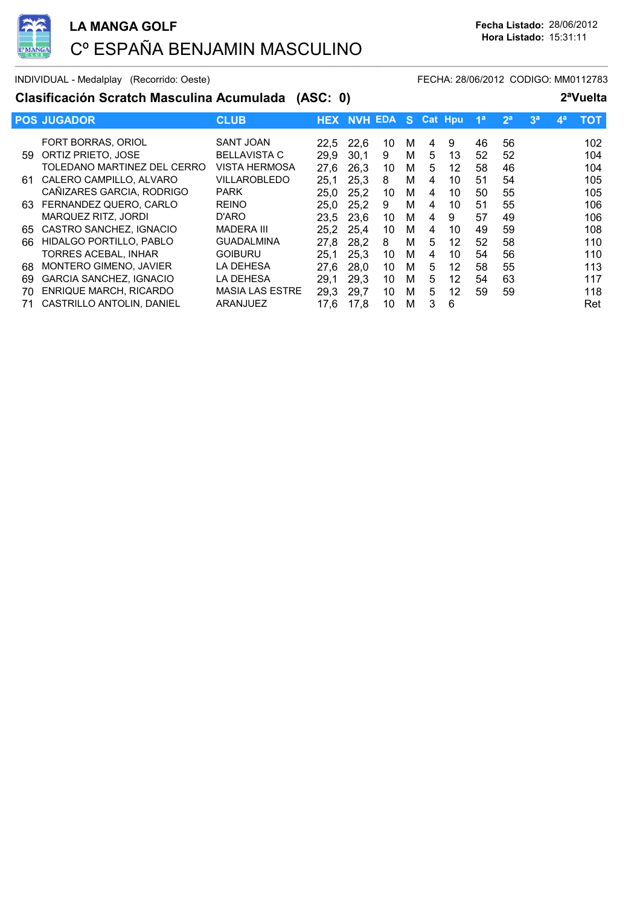# LA MANGA GOLF

## Cº ESPAÑA BENJAMIN MASCULINO

**Fecha Listado:** 28/06/2012
**Hora Listado:** 15:31:11

INDIVIDUAL - Medalplay (Recorrido: Oeste) FECHA: 28/06/2012 CODIGO: MM0112783

### Clasificación Scratch Masculina Acumulada (ASC: 0) 2ªVuelta

| POS | JUGADOR | CLUB | HEX | NVH | EDA | S | Cat | Hpu | 1ª | 2ª | 3ª | 4ª | TOT |
|---|---|---|---|---|---|---|---|---|---|---|---|---|---|
| | FORT BORRAS, ORIOL | SANT JOAN | 22,5 | 22,6 | 10 | M | 4 | 9 | 46 | 56 | | | 102 |
| 59 | ORTIZ PRIETO, JOSE | BELLAVISTA C | 29,9 | 30,1 | 9 | M | 5 | 13 | 52 | 52 | | | 104 |
| | TOLEDANO MARTINEZ DEL CERRO | VISTA HERMOSA | 27,6 | 26,3 | 10 | M | 5 | 12 | 58 | 46 | | | 104 |
| 61 | CALERO CAMPILLO, ALVARO | VILLAROBLEDO | 25,1 | 25,3 | 8 | M | 4 | 10 | 51 | 54 | | | 105 |
| | CAÑIZARES GARCIA, RODRIGO | PARK | 25,0 | 25,2 | 10 | M | 4 | 10 | 50 | 55 | | | 105 |
| 63 | FERNANDEZ QUERO, CARLO | REINO | 25,0 | 25,2 | 9 | M | 4 | 10 | 51 | 55 | | | 106 |
| | MARQUEZ RITZ, JORDI | D'ARO | 23,5 | 23,6 | 10 | M | 4 | 9 | 57 | 49 | | | 106 |
| 65 | CASTRO SANCHEZ, IGNACIO | MADERA III | 25,2 | 25,4 | 10 | M | 4 | 10 | 49 | 59 | | | 108 |
| 66 | HIDALGO PORTILLO, PABLO | GUADALMINA | 27,8 | 28,2 | 8 | M | 5 | 12 | 52 | 58 | | | 110 |
| | TORRES ACEBAL, INHAR | GOIBURU | 25,1 | 25,3 | 10 | M | 4 | 10 | 54 | 56 | | | 110 |
| 68 | MONTERO GIMENO, JAVIER | LA DEHESA | 27,6 | 28,0 | 10 | M | 5 | 12 | 58 | 55 | | | 113 |
| 69 | GARCIA SANCHEZ, IGNACIO | LA DEHESA | 29,1 | 29,3 | 10 | M | 5 | 12 | 54 | 63 | | | 117 |
| 70 | ENRIQUE MARCH, RICARDO | MASIA LAS ESTRE | 29,3 | 29,7 | 10 | M | 5 | 12 | 59 | 59 | | | 118 |
| 71 | CASTRILLO ANTOLIN, DANIEL | ARANJUEZ | 17,6 | 17,8 | 10 | M | 3 | 6 | | | | | Ret |